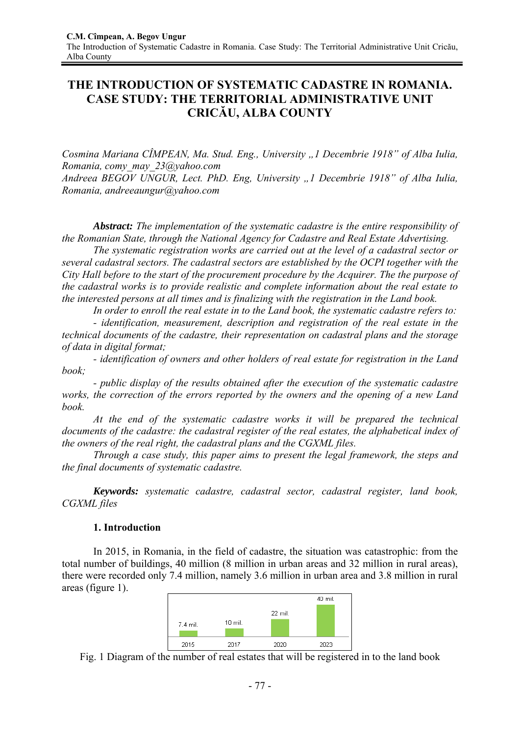# THE INTRODUCTION OF SYSTEMATIC CADASTRE IN ROMANIA. CASE STUDY: THE TERRITORIAL ADMINISTRATIVE UNIT CRICĂU, ALBA COUNTY

*Cosmina Mariana CÎMPEAN, Ma. Stud. Eng., University „1 Decembrie 1918" of Alba Iulia, Romania, comy_may_23@yahoo.com*
*Andreea BEGOV UNGUR, Lect. PhD. Eng, University „1 Decembrie 1918" of Alba Iulia, Romania, andreeaungur@yahoo.com*

***Abstract:*** *The implementation of the systematic cadastre is the entire responsibility of the Romanian State, through the National Agency for Cadastre and Real Estate Advertising.*

*The systematic registration works are carried out at the level of a cadastral sector or several cadastral sectors. The cadastral sectors are established by the OCPI together with the City Hall before to the start of the procurement procedure by the Acquirer. The the purpose of the cadastral works is to provide realistic and complete information about the real estate to the interested persons at all times and is finalizing with the registration in the Land book.*

*In order to enroll the real estate in to the Land book, the systematic cadastre refers to:*

*- identification, measurement, description and registration of the real estate in the technical documents of the cadastre, their representation on cadastral plans and the storage of data in digital format;*

*- identification of owners and other holders of real estate for registration in the Land book;*

*- public display of the results obtained after the execution of the systematic cadastre works, the correction of the errors reported by the owners and the opening of a new Land book.*

*At the end of the systematic cadastre works it will be prepared the technical documents of the cadastre: the cadastral register of the real estates, the alphabetical index of the owners of the real right, the cadastral plans and the CGXML files.*

*Through a case study, this paper aims to present the legal framework, the steps and the final documents of systematic cadastre.*

***Keywords:*** *systematic cadastre, cadastral sector, cadastral register, land book, CGXML files*

## 1. Introduction

In 2015, in Romania, in the field of cadastre, the situation was catastrophic: from the total number of buildings, 40 million (8 million in urban areas and 32 million in rural areas), there were recorded only 7.4 million, namely 3.6 million in urban area and 3.8 million in rural areas (figure 1).

| 2015 | 2017 | 2020 | 2023 |
|---|---|---|---|
| 7.4 mil. | 10 mil. | 22 mil. | 40 mil. |

Fig. 1 Diagram of the number of real estates that will be registered in to the land book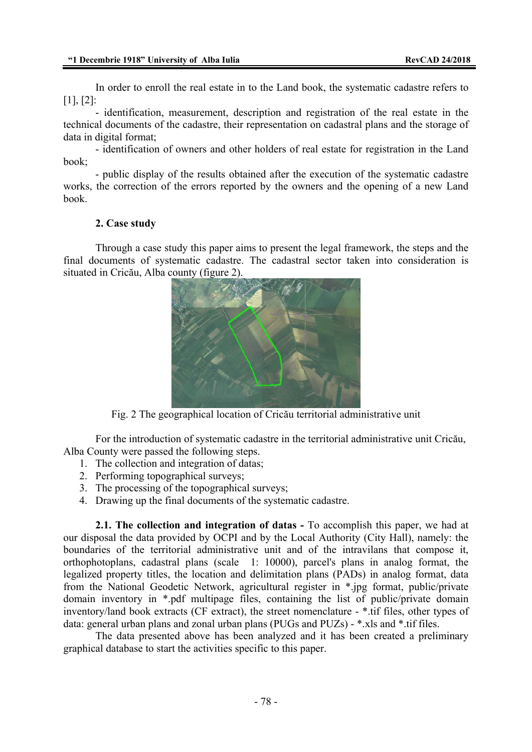In order to enroll the real estate in to the Land book, the systematic cadastre refers to [1], [2]:

- identification, measurement, description and registration of the real estate in the technical documents of the cadastre, their representation on cadastral plans and the storage of data in digital format;
- identification of owners and other holders of real estate for registration in the Land book;
- public display of the results obtained after the execution of the systematic cadastre works, the correction of the errors reported by the owners and the opening of a new Land book.

## 2. Case study

Through a case study this paper aims to present the legal framework, the steps and the final documents of systematic cadastre. The cadastral sector taken into consideration is situated in Cricău, Alba county (figure 2).

Fig. 2 The geographical location of Cricău territorial administrative unit

For the introduction of systematic cadastre in the territorial administrative unit Cricău, Alba County were passed the following steps.

1. The collection and integration of datas;
2. Performing topographical surveys;
3. The processing of the topographical surveys;
4. Drawing up the final documents of the systematic cadastre.

**2.1. The collection and integration of datas -** To accomplish this paper, we had at our disposal the data provided by OCPI and by the Local Authority (City Hall), namely: the boundaries of the territorial administrative unit and of the intravilans that compose it, orthophotoplans, cadastral plans (scale 1: 10000), parcel's plans in analog format, the legalized property titles, the location and delimitation plans (PADs) in analog format, data from the National Geodetic Network, agricultural register in *.jpg format, public/private domain inventory in *.pdf multipage files, containing the list of public/private domain inventory/land book extracts (CF extract), the street nomenclature - *.tif files, other types of data: general urban plans and zonal urban plans (PUGs and PUZs) - *.xls and *.tif files.

The data presented above has been analyzed and it has been created a preliminary graphical database to start the activities specific to this paper.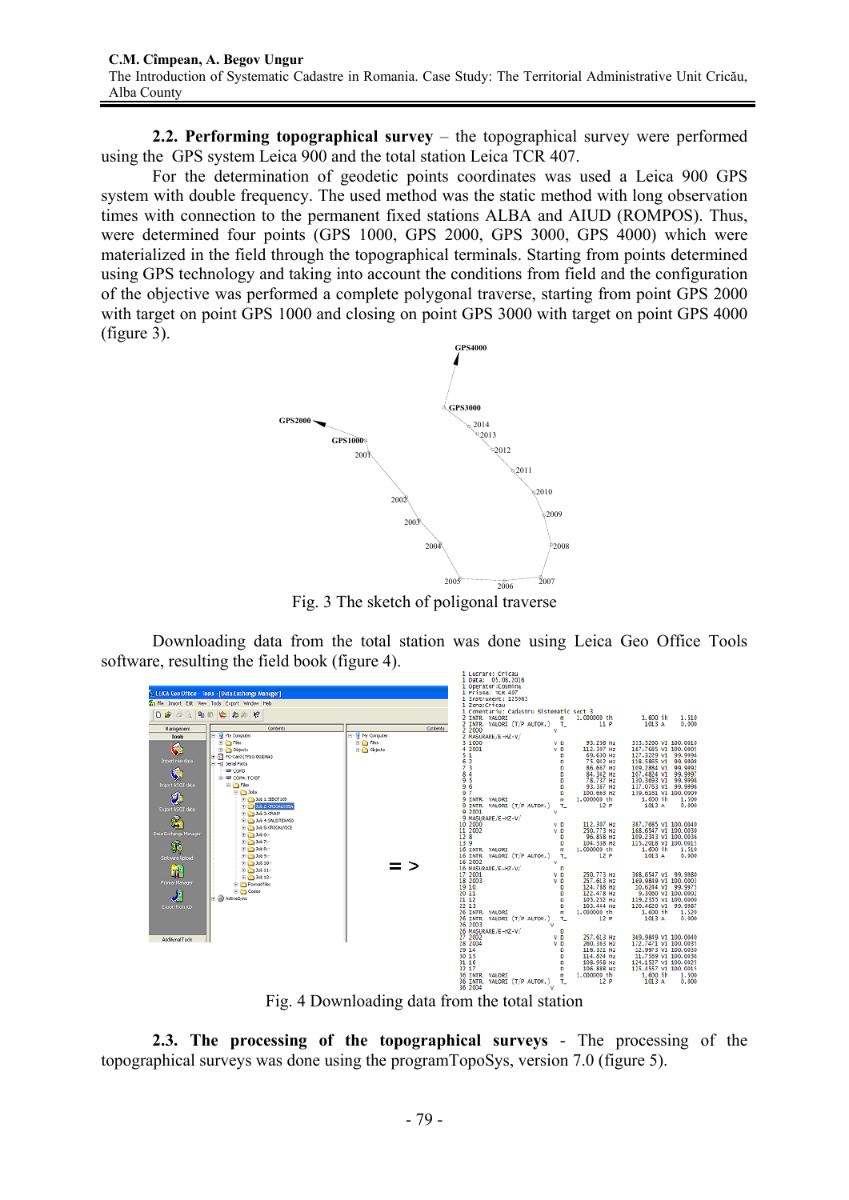**2.2. Performing topographical survey** – the topographical survey were performed using the GPS system Leica 900 and the total station Leica TCR 407.

For the determination of geodetic points coordinates was used a Leica 900 GPS system with double frequency. The used method was the static method with long observation times with connection to the permanent fixed stations ALBA and AIUD (ROMPOS). Thus, were determined four points (GPS 1000, GPS 2000, GPS 3000, GPS 4000) which were materialized in the field through the topographical terminals. Starting from points determined using GPS technology and taking into account the conditions from field and the configuration of the objective was performed a complete polygonal traverse, starting from point GPS 2000 with target on point GPS 1000 and closing on point GPS 3000 with target on point GPS 4000 (figure 3).

Fig. 3 The sketch of poligonal traverse

Downloading data from the total station was done using Leica Geo Office Tools software, resulting the field book (figure 4).

Fig. 4 Downloading data from the total station

**2.3. The processing of the topographical surveys** - The processing of the topographical surveys was done using the programTopoSys, version 7.0 (figure 5).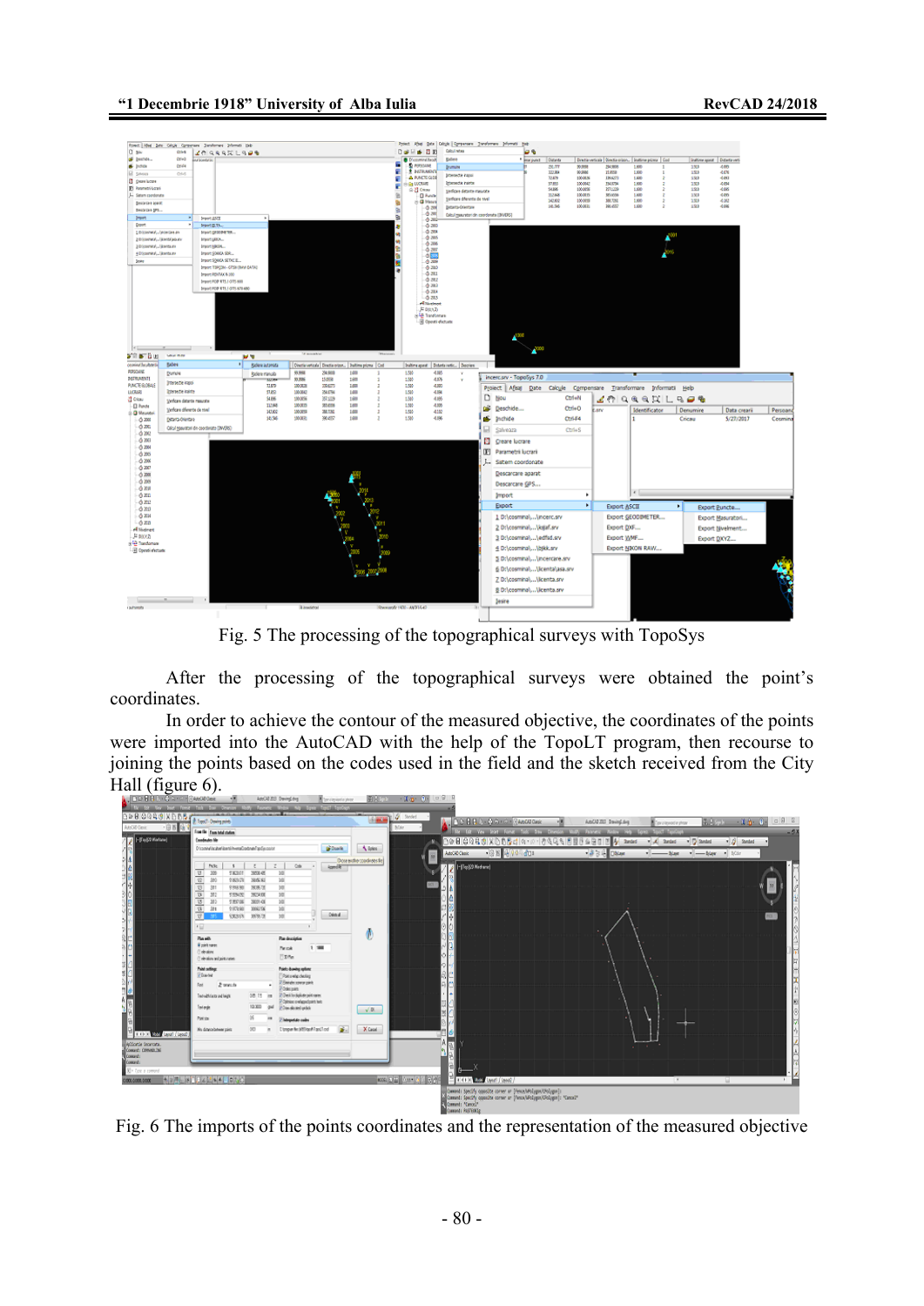Fig. 5 The processing of the topographical surveys with TopoSys

After the processing of the topographical surveys were obtained the point's coordinates.

In order to achieve the contour of the measured objective, the coordinates of the points were imported into the AutoCAD with the help of the TopoLT program, then recourse to joining the points based on the codes used in the field and the sketch received from the City Hall (figure 6).

Fig. 6 The imports of the points coordinates and the representation of the measured objective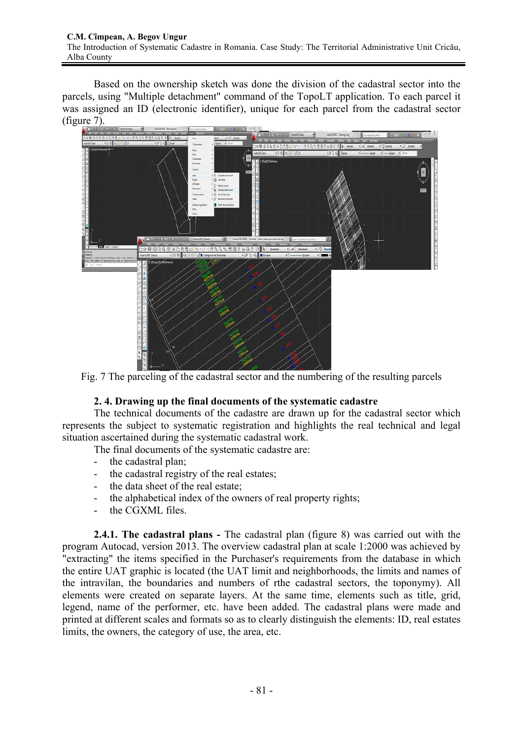Based on the ownership sketch was done the division of the cadastral sector into the parcels, using "Multiple detachment" command of the TopoLT application. To each parcel it was assigned an ID (electronic identifier), unique for each parcel from the cadastral sector (figure 7).

Fig. 7 The parceling of the cadastral sector and the numbering of the resulting parcels

### 2. 4. Drawing up the final documents of the systematic cadastre

The technical documents of the cadastre are drawn up for the cadastral sector which represents the subject to systematic registration and highlights the real technical and legal situation ascertained during the systematic cadastral work.

The final documents of the systematic cadastre are:

- the cadastral plan;
- the cadastral registry of the real estates;
- the data sheet of the real estate;
- the alphabetical index of the owners of real property rights;
- the CGXML files.

**2.4.1. The cadastral plans -** The cadastral plan (figure 8) was carried out with the program Autocad, version 2013. The overview cadastral plan at scale 1:2000 was achieved by "extracting" the items specified in the Purchaser's requirements from the database in which the entire UAT graphic is located (the UAT limit and neighborhoods, the limits and names of the intravilan, the boundaries and numbers of rthe cadastral sectors, the toponymy). All elements were created on separate layers. At the same time, elements such as title, grid, legend, name of the performer, etc. have been added. The cadastral plans were made and printed at different scales and formats so as to clearly distinguish the elements: ID, real estates limits, the owners, the category of use, the area, etc.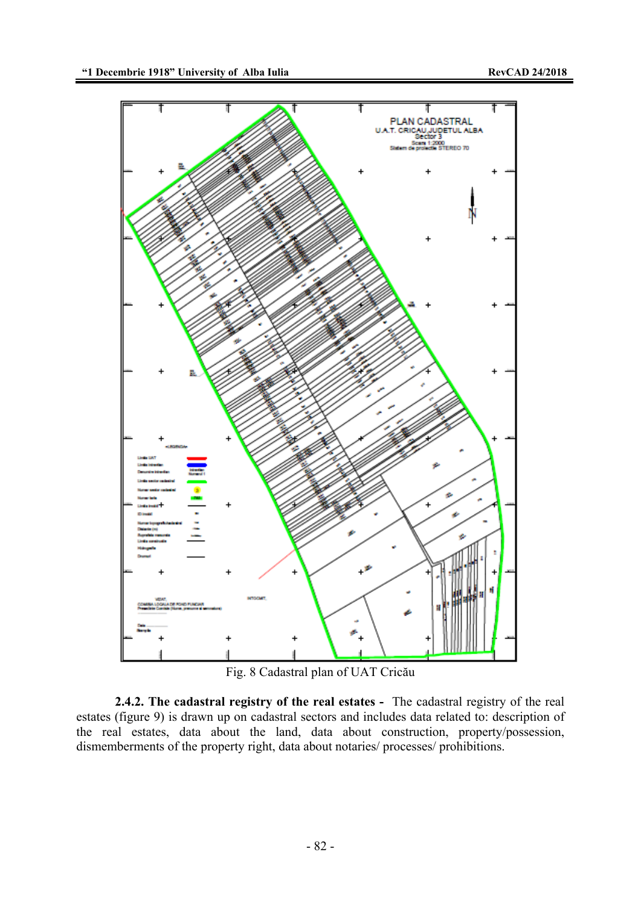Fig. 8 Cadastral plan of UAT Cricău

**2.4.2. The cadastral registry of the real estates -** The cadastral registry of the real estates (figure 9) is drawn up on cadastral sectors and includes data related to: description of the real estates, data about the land, data about construction, property/possession, dismemberments of the property right, data about notaries/ processes/ prohibitions.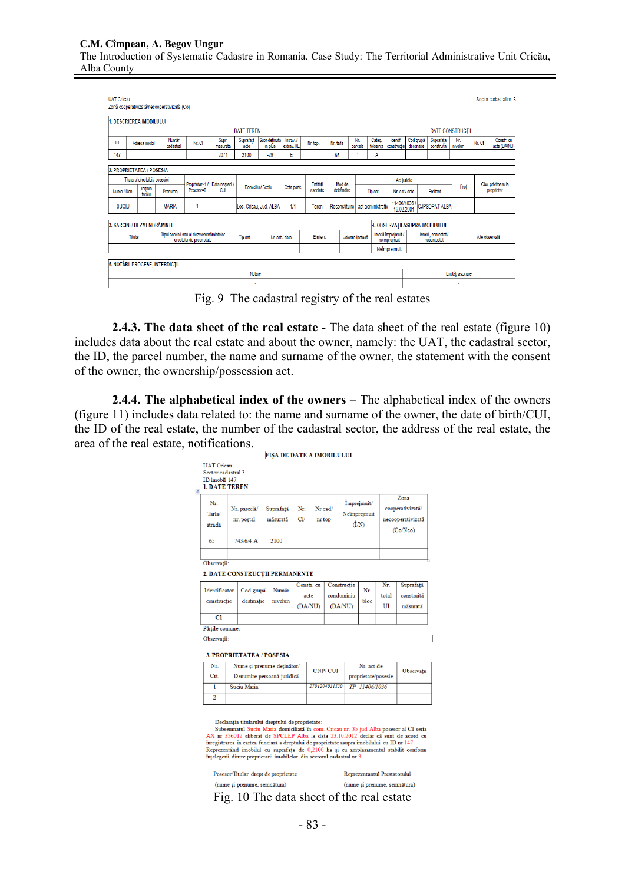UAT Cricău

Zonă cooperativizată/necooperativizată (Co)

Sector cadastral nr. 3

| 1. DESCRIEREA IMOBILULUI | | | | | | | | | | | | | | | | | | | |
|---|---|---|---|---|---|---|---|---|---|---|---|---|---|---|---|---|---|---|---|
| | | | | DATE TEREN | | | | | | | | | DATE CONSTRUCȚII | | | | | | |
| ID | Adresa imobil | Număr cadastral | Nr. CF | Supr. măsurată | Suprafață acte | Supr deținută în plus | Intrav. / extrav. I/E | Nr. top. | Nr. tarla | Nr. parcelă | Categ. folosință | Identif. construcție | Cod grupă destinație | Suprafață construită | Nr. niveluri | Nr. CF | Constr. cu acte (DA/NU) | | |
| 147 | | | | 2071 | 2100 | -29 | E | | 65 | 1 | A | | | | | | | | |

| 2. PROPRIETATEA / POSESIA | | | | | | | | | | | | | | |
|---|---|---|---|---|---|---|---|---|---|---|---|---|---|---|
| Titularul dreptului / posesiei | | | | | | | | | Act juridic | | | | | |
| Nume / Den. | Inițiala tatălui | Prenume | Proprietar=1 / Posesor=0 | Data nașterii / CUI | Domiciliu / Sediu | Cota parte | Entități asociate | Mod de dobândire | Tip act | Nr. act / data | Emitent | Preț | Obs. privitoare la proprietar |
| SUCIU | | MARIA | 1 | | Loc. Cricau, Jud. ALBA | 1/1 | Teren | Reconstituire | act administrativ | 11406/1036 / 10.02.2001 | CJPSDPAT ALBA | | |

| 3. SARCINI / DEZMEMBRĂMINTE | | | | | | | 4. OBSERVAȚII ASUPRA IMOBILULUI | | |
|---|---|---|---|---|---|---|---|---|---|
| Titular | Tipul sarcinii sau al dezmembrămintelor dreptului de proprietate | Tip act | Nr. act / data | Emitent | Valoare ipotecă | Imobil împrejmuit / neîmprejmuit | Imobil, contestat / necontestat | Alte observații |
| - | - | - | - | - | - | Neîmprejmuit | | |

| 5. NOTĂRI, PROCESE, INTERDICȚII | |
|---|---|
| Notare | Entități asociate |
| - | - |

Fig. 9 The cadastral registry of the real estates

**2.4.3. The data sheet of the real estate -** The data sheet of the real estate (figure 10) includes data about the real estate and about the owner, namely: the UAT, the cadastral sector, the ID, the parcel number, the name and surname of the owner, the statement with the consent of the owner, the ownership/possession act.

**2.4.4. The alphabetical index of the owners** – The alphabetical index of the owners (figure 11) includes data related to: the name and surname of the owner, the date of birth/CUI, the ID of the real estate, the number of the cadastral sector, the address of the real estate, the area of the real estate, notifications.

**FIȘA DE DATE A IMOBILULUI**

UAT Cricău
Sector cadastral 3
ID imobil 147

**1. DATE TEREN**

| Nr. Tarla/ stradă | Nr. parcelă/ nr. poștal | Suprafață măsurată | Nr. CF | Nr cad/ nr top | Împrejmuit/ Neîmprejmuit (Î/N) | Zona cooperativizată/ necooperativizată (Co/Nco) |
|---|---|---|---|---|---|---|
| 65 | 743/6/4 A | 2100 | | | | |
| | | | | | | |

Observații:

**2. DATE CONSTRUCȚII PERMANENTE**

| Identificator construcție | Cod grupă destinație | Număr niveluri | Constr. cu acte (DA/NU) | Construcție condominiu (DA/NU) | Nr. bloc | Nr. total UI | Suprafață construită măsurată |
|---|---|---|---|---|---|---|---|
| C1 | | | | | | | |

Părțile comune:

Observații:

**3. PROPRIETATEA / POSESIA**

| Nr. Crt. | Nume și prenume deținător/ Denumire persoană juridică | CNP/ CUI | Nr. act de proprietate/posesie | Observații |
|---|---|---|---|---|
| 1 | Suciu Maria | 2701204011150 | TP 11406/1036 | |
| 2 | | | | |

Declarația titularului dreptului de proprietate:
Subsemnatul Suciu Maria domiciliată în com. Cricau nr. 35 jud Alba posesor al CI seria AX nr 356012 eliberat de SPCLEP Alba la data 23.10.2012 declar că sunt de acord cu înregistrarea în cartea funciară a dreptului de proprietate asupra imobilului cu ID nr 147 Reprezentând imobilul cu suprafața de 0,2100 ha și cu amplasamentul stabilit conform înțelegerii dintre proprietarii imobilelor din sectorul cadastral nr 3.

Posesor/Titular drept de proprietate (nume și prenume, semnătura)

Reprezentantul Prestatorului (nume și prenume, semnătura)

Fig. 10 The data sheet of the real estate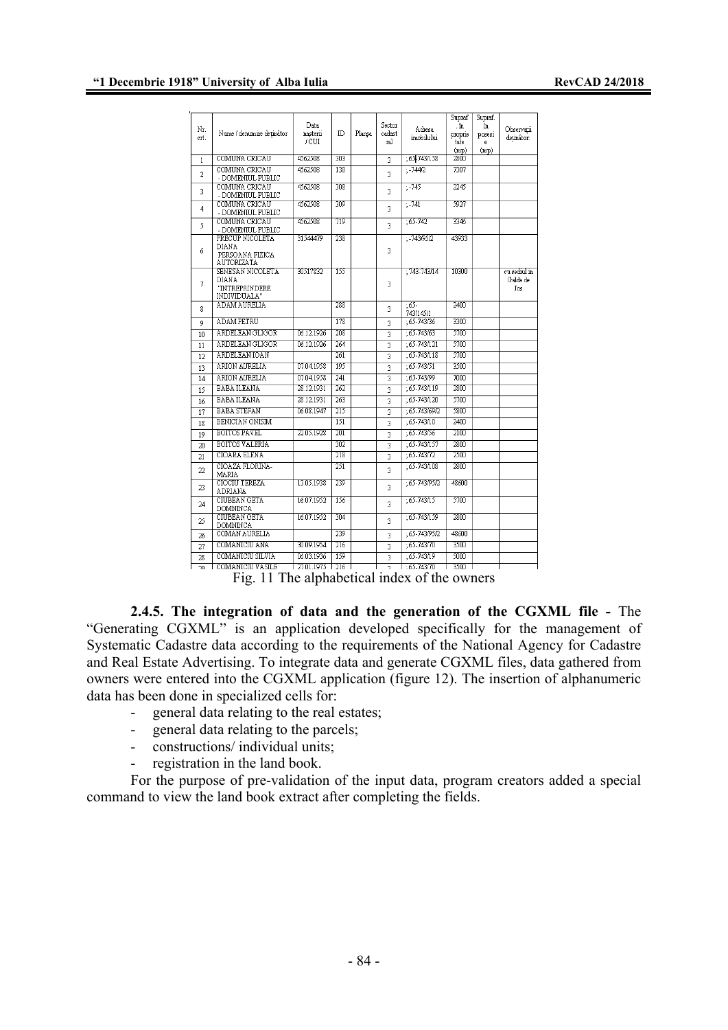| Nr. crt. | Nume / denumire deținător | Data nașterii / CUI | ID | Planșa | Sector cadastral | Adresa imobilului | Supraf. în proprietate (mp) | Supraf. în posesie (mp) | Observații deținător |
|---|---|---|---|---|---|---|---|---|---|
| 1 | COMUNA CRICAU | 4562508 | 303 | | 3 | ,63-743/158 | 2800 | | |
| 2 | COMUNA CRICAU - DOMENIUL PUBLIC | 4562508 | 138 | | 3 | ,-744/2 | 7307 | | |
| 3 | COMUNA CRICAU - DOMENIUL PUBLIC | 4562508 | 308 | | 3 | ,-745 | 2245 | | |
| 4 | COMUNA CRICAU - DOMENIUL PUBLIC | 4562508 | 309 | | 3 | ,-741 | 5927 | | |
| 5 | COMUNA CRICAU - DOMENIUL PUBLIC | 4562508 | 319 | | 3 | ,65-742 | 3346 | | |
| 6 | PRECUP NICOLETA DIANA PERSOANA FIZICA AUTORIZATA | 31544479 | 238 | | 3 | ,-743/95/2 | 43933 | | |
| 7 | SENESAN NICOLETA DIANA "INTREPRINDERE INDIVIDUALA" | 30517832 | 155 | | 3 | ,743-743/14 | 10300 | | cu sediul in Galda de Jos |
| 8 | ADAM AURELIA | | 288 | | 3 | ,65-743/145/1 | 2400 | | |
| 9 | ADAM PETRU | | 178 | | 3 | ,65-743/36 | 3300 | | |
| 10 | ARDELEAN GLIGOR | 06.12.1926 | 208 | | 3 | ,65-743/63 | 5700 | | |
| 11 | ARDELEAN GLIGOR | 06.12.1926 | 264 | | 3 | ,65-743/121 | 5700 | | |
| 12 | ARDELEAN IOAN | | 261 | | 3 | ,65-743/118 | 5700 | | |
| 13 | ARION AURELIA | 07.04.1958 | 195 | | 3 | ,65-743/51 | 2500 | | |
| 14 | ARION AURELIA | 07.04.1958 | 241 | | 3 | ,65-743/99 | 7000 | | |
| 15 | BABA ILEANA | 28.12.1931 | 262 | | 3 | ,65-743/119 | 2800 | | |
| 16 | BABA ILEANA | 28.12.1931 | 263 | | 3 | ,65-743/120 | 5700 | | |
| 17 | BABA STEFAN | 06.08.1947 | 215 | | 3 | ,65-743/69/2 | 5800 | | |
| 18 | BENICIAN ONISIM | | 151 | | 3 | ,65-743/10 | 2400 | | |
| 19 | BOITOS PAVEL | 22.05.1928 | 201 | | 3 | ,65-743/56 | 2100 | | |
| 20 | BOITOS VALERIA | | 302 | | 3 | ,65-743/157 | 2800 | | |
| 21 | CIOARA ELENA | | 218 | | 3 | ,65-743/72 | 2500 | | |
| 22 | CIOAZA FLORINA-MARIA | | 251 | | 3 | ,65-743/108 | 2800 | | |
| 23 | CIOCIU TEREZA ADRIANA | 13.05.1938 | 239 | | 3 | ,65-743/95/2 | 48600 | | |
| 24 | CIUBEAN GETA DOMNINCA | 16.07.1952 | 156 | | 3 | ,65-743/15 | 5700 | | |
| 25 | CIUBEAN GETA DOMNINCA | 16.07.1952 | 304 | | 3 | ,65-743/159 | 2800 | | |
| 26 | COMAN AURELIA | | 239 | | 3 | ,65-743/95/2 | 48600 | | |
| 27 | COMANICIU ANA | 30.09.1954 | 216 | | 3 | ,65-743/70 | 3500 | | |
| 28 | COMANICIU SILVIA | 06.03.1936 | 159 | | 3 | ,65-743/19 | 5000 | | |
| 29 | COMANICIU VASILE | 22.01.1975 | 216 | | 3 | ,65-743/70 | 3500 | | |

Fig. 11 The alphabetical index of the owners

**2.4.5. The integration of data and the generation of the CGXML file -** The "Generating CGXML" is an application developed specifically for the management of Systematic Cadastre data according to the requirements of the National Agency for Cadastre and Real Estate Advertising. To integrate data and generate CGXML files, data gathered from owners were entered into the CGXML application (figure 12). The insertion of alphanumeric data has been done in specialized cells for:

- general data relating to the real estates;
- general data relating to the parcels;
- constructions/ individual units;
- registration in the land book.

For the purpose of pre-validation of the input data, program creators added a special command to view the land book extract after completing the fields.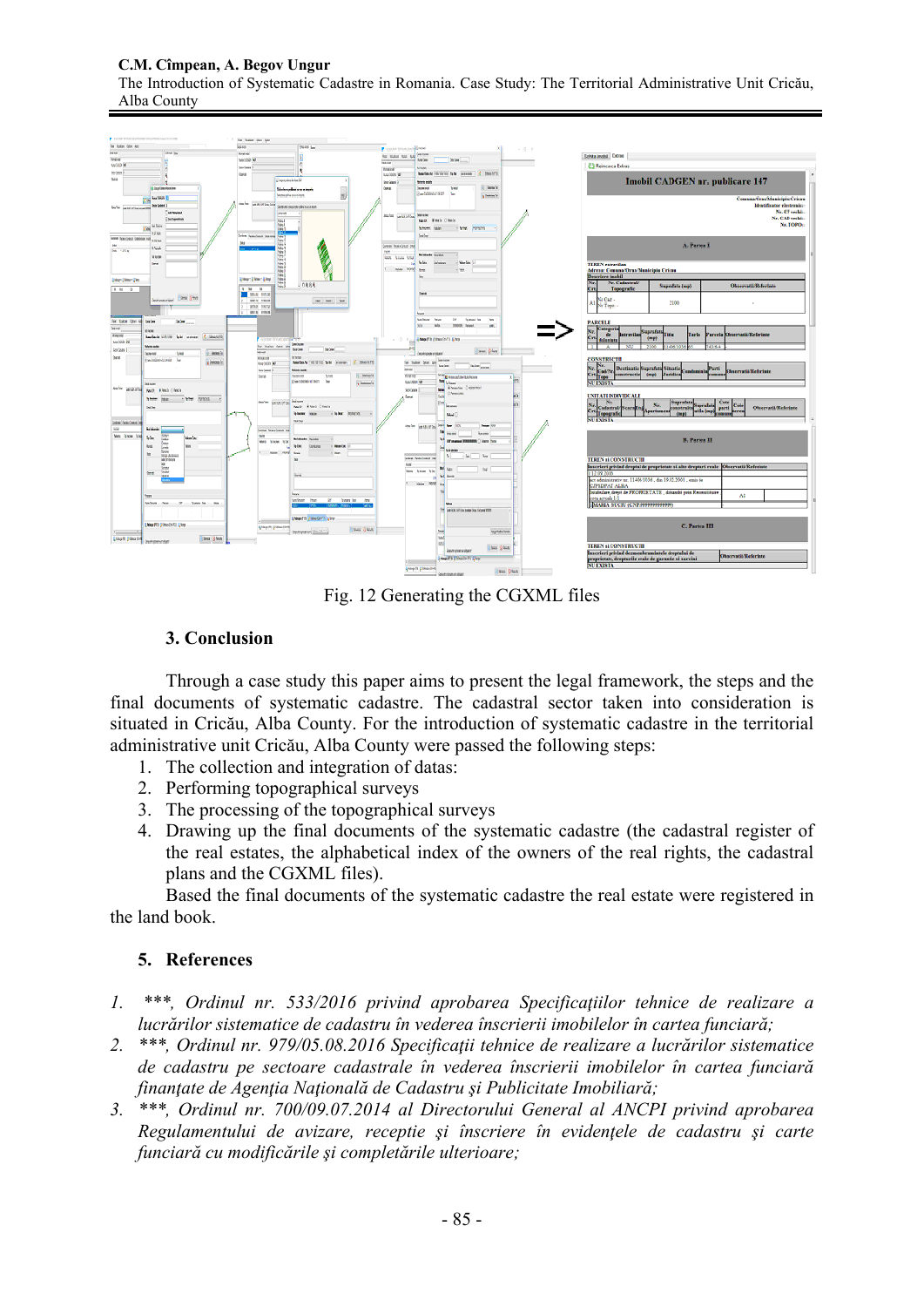Fig. 12 Generating the CGXML files

### 3. Conclusion

Through a case study this paper aims to present the legal framework, the steps and the final documents of systematic cadastre. The cadastral sector taken into consideration is situated in Cricău, Alba County. For the introduction of systematic cadastre in the territorial administrative unit Cricău, Alba County were passed the following steps:

1. The collection and integration of datas:
2. Performing topographical surveys
3. The processing of the topographical surveys
4. Drawing up the final documents of the systematic cadastre (the cadastral register of the real estates, the alphabetical index of the owners of the real rights, the cadastral plans and the CGXML files).

Based the final documents of the systematic cadastre the real estate were registered in the land book.

### 5. References

1. *\*\*\*, Ordinul nr. 533/2016 privind aprobarea Specificaţiilor tehnice de realizare a lucrărilor sistematice de cadastru în vederea înscrierii imobilelor în cartea funciară;*
2. *\*\*\*, Ordinul nr. 979/05.08.2016 Specificaţii tehnice de realizare a lucrărilor sistematice de cadastru pe sectoare cadastrale în vederea înscrierii imobilelor în cartea funciară finanţate de Agenţia Naţională de Cadastru şi Publicitate Imobiliară;*
3. *\*\*\*, Ordinul nr. 700/09.07.2014 al Directorului General al ANCPI privind aprobarea Regulamentului de avizare, recepţie şi înscriere în evidenţele de cadastru şi carte funciară cu modificările şi completările ulterioare;*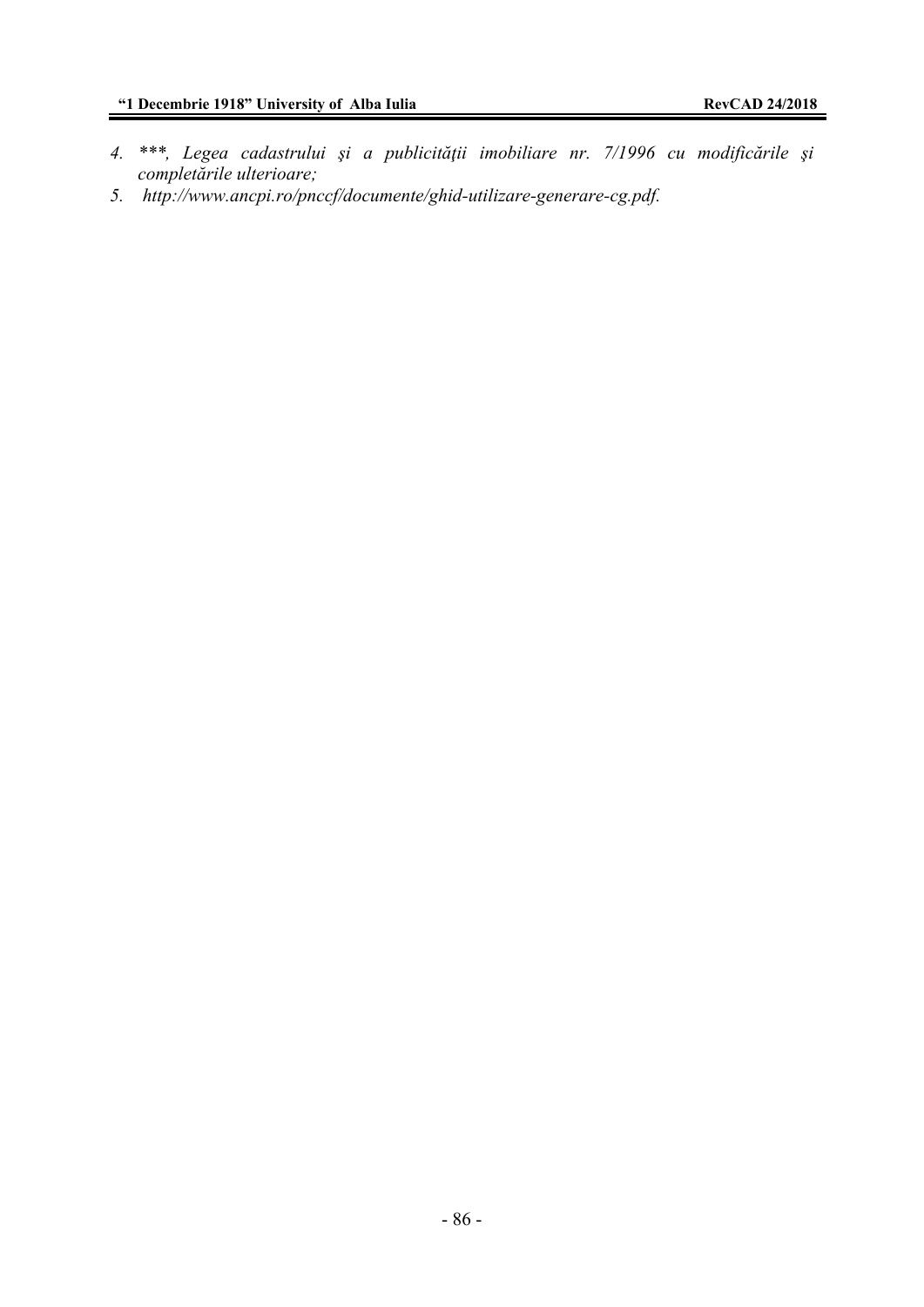4. *\*\*\*, Legea cadastrului şi a publicităţii imobiliare nr. 7/1996 cu modificările şi completările ulterioare;*
5. *http://www.ancpi.ro/pnccf/documente/ghid-utilizare-generare-cg.pdf.*